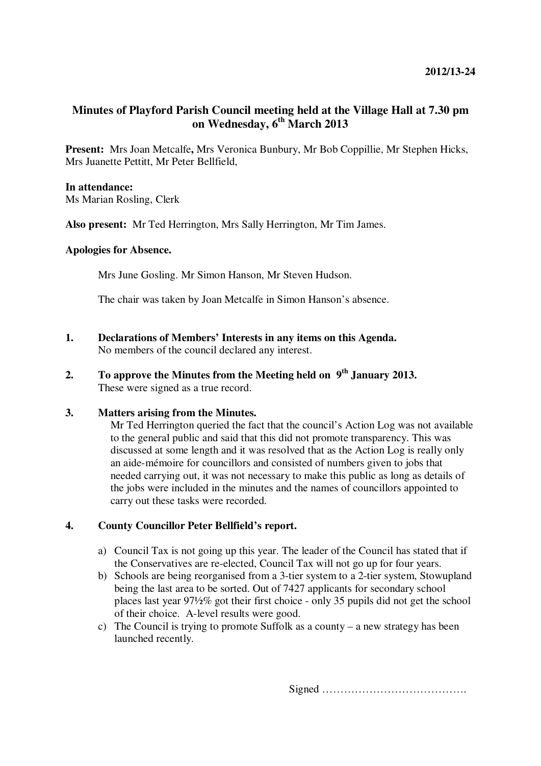2012/13-24

# Minutes of Playford Parish Council meeting held at the Village Hall at 7.30 pm on Wednesday, 6th March 2013

**Present:** Mrs Joan Metcalfe**,** Mrs Veronica Bunbury, Mr Bob Coppillie, Mr Stephen Hicks, Mrs Juanette Pettitt, Mr Peter Bellfield,

**In attendance:**
Ms Marian Rosling, Clerk

**Also present:** Mr Ted Herrington, Mrs Sally Herrington, Mr Tim James.

**Apologies for Absence.**

Mrs June Gosling. Mr Simon Hanson, Mr Steven Hudson.

The chair was taken by Joan Metcalfe in Simon Hanson's absence.

**1. Declarations of Members' Interests in any items on this Agenda.**
No members of the council declared any interest.

**2. To approve the Minutes from the Meeting held on 9th January 2013.**
These were signed as a true record.

**3. Matters arising from the Minutes.**
Mr Ted Herrington queried the fact that the council's Action Log was not available to the general public and said that this did not promote transparency. This was discussed at some length and it was resolved that as the Action Log is really only an aide-mémoire for councillors and consisted of numbers given to jobs that needed carrying out, it was not necessary to make this public as long as details of the jobs were included in the minutes and the names of councillors appointed to carry out these tasks were recorded.

**4. County Councillor Peter Bellfield's report.**

a) Council Tax is not going up this year. The leader of the Council has stated that if the Conservatives are re-elected, Council Tax will not go up for four years.
b) Schools are being reorganised from a 3-tier system to a 2-tier system, Stowupland being the last area to be sorted. Out of 7427 applicants for secondary school places last year 97½% got their first choice - only 35 pupils did not get the school of their choice. A-level results were good.
c) The Council is trying to promote Suffolk as a county – a new strategy has been launched recently.

Signed ………………………………….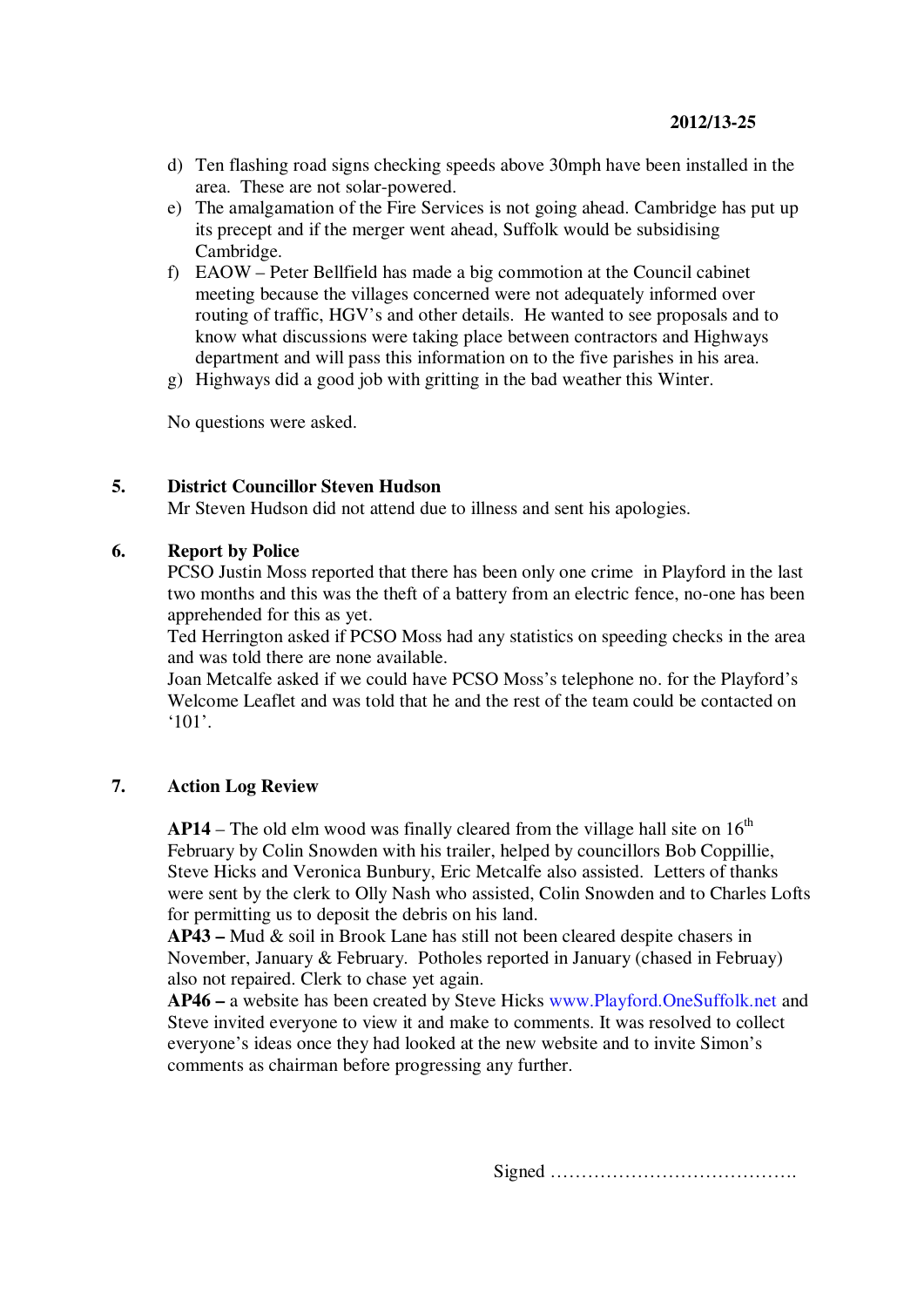d) Ten flashing road signs checking speeds above 30mph have been installed in the area. These are not solar-powered.
e) The amalgamation of the Fire Services is not going ahead. Cambridge has put up its precept and if the merger went ahead, Suffolk would be subsidising Cambridge.
f) EAOW – Peter Bellfield has made a big commotion at the Council cabinet meeting because the villages concerned were not adequately informed over routing of traffic, HGV's and other details. He wanted to see proposals and to know what discussions were taking place between contractors and Highways department and will pass this information on to the five parishes in his area.
g) Highways did a good job with gritting in the bad weather this Winter.

No questions were asked.

## 5. District Councillor Steven Hudson

Mr Steven Hudson did not attend due to illness and sent his apologies.

## 6. Report by Police

PCSO Justin Moss reported that there has been only one crime in Playford in the last two months and this was the theft of a battery from an electric fence, no-one has been apprehended for this as yet.
Ted Herrington asked if PCSO Moss had any statistics on speeding checks in the area and was told there are none available.
Joan Metcalfe asked if we could have PCSO Moss's telephone no. for the Playford's Welcome Leaflet and was told that he and the rest of the team could be contacted on '101'.

## 7. Action Log Review

**AP14** – The old elm wood was finally cleared from the village hall site on 16th February by Colin Snowden with his trailer, helped by councillors Bob Coppillie, Steve Hicks and Veronica Bunbury, Eric Metcalfe also assisted. Letters of thanks were sent by the clerk to Olly Nash who assisted, Colin Snowden and to Charles Lofts for permitting us to deposit the debris on his land.
**AP43 –** Mud & soil in Brook Lane has still not been cleared despite chasers in November, January & February. Potholes reported in January (chased in Februay) also not repaired. Clerk to chase yet again.
**AP46 –** a website has been created by Steve Hicks www.Playford.OneSuffolk.net and Steve invited everyone to view it and make to comments. It was resolved to collect everyone's ideas once they had looked at the new website and to invite Simon's comments as chairman before progressing any further.

Signed ………………………………….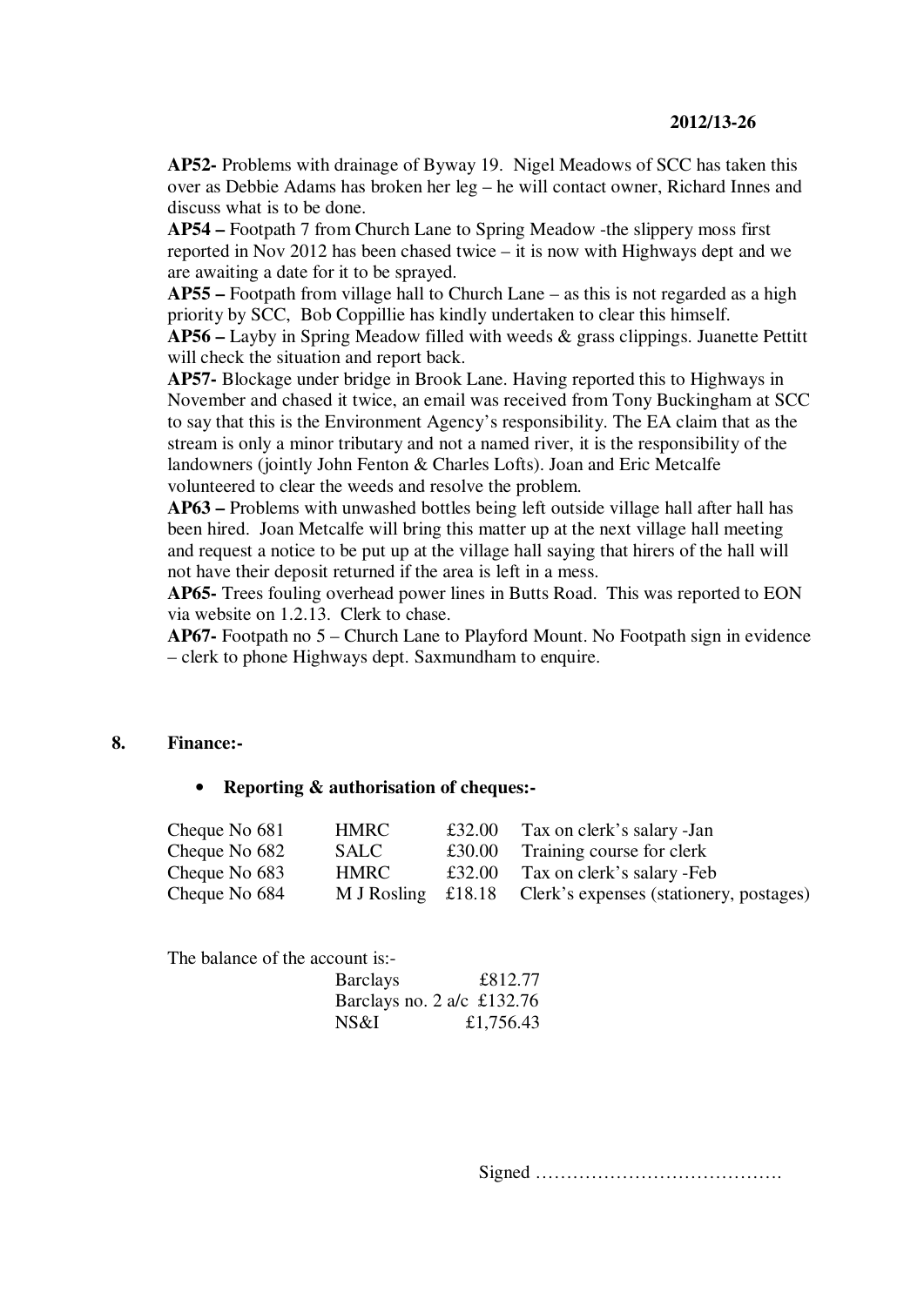**AP52-** Problems with drainage of Byway 19. Nigel Meadows of SCC has taken this over as Debbie Adams has broken her leg – he will contact owner, Richard Innes and discuss what is to be done.

**AP54 –** Footpath 7 from Church Lane to Spring Meadow -the slippery moss first reported in Nov 2012 has been chased twice – it is now with Highways dept and we are awaiting a date for it to be sprayed.

**AP55 –** Footpath from village hall to Church Lane – as this is not regarded as a high priority by SCC, Bob Coppillie has kindly undertaken to clear this himself.

**AP56 –** Layby in Spring Meadow filled with weeds & grass clippings. Juanette Pettitt will check the situation and report back.

**AP57-** Blockage under bridge in Brook Lane. Having reported this to Highways in November and chased it twice, an email was received from Tony Buckingham at SCC to say that this is the Environment Agency's responsibility. The EA claim that as the stream is only a minor tributary and not a named river, it is the responsibility of the landowners (jointly John Fenton & Charles Lofts). Joan and Eric Metcalfe volunteered to clear the weeds and resolve the problem.

**AP63 –** Problems with unwashed bottles being left outside village hall after hall has been hired. Joan Metcalfe will bring this matter up at the next village hall meeting and request a notice to be put up at the village hall saying that hirers of the hall will not have their deposit returned if the area is left in a mess.

**AP65-** Trees fouling overhead power lines in Butts Road. This was reported to EON via website on 1.2.13. Clerk to chase.

**AP67-** Footpath no 5 – Church Lane to Playford Mount. No Footpath sign in evidence – clerk to phone Highways dept. Saxmundham to enquire.

## 8. Finance:-

- **Reporting & authorisation of cheques:-**

| | | | |
|---|---|---|---|
| Cheque No 681 | HMRC | £32.00 | Tax on clerk's salary -Jan |
| Cheque No 682 | SALC | £30.00 | Training course for clerk |
| Cheque No 683 | HMRC | £32.00 | Tax on clerk's salary -Feb |
| Cheque No 684 | M J Rosling | £18.18 | Clerk's expenses (stationery, postages) |

The balance of the account is:-

| | |
|---|---|
| Barclays | £812.77 |
| Barclays no. 2 a/c | £132.76 |
| NS&I | £1,756.43 |

Signed ………………………………….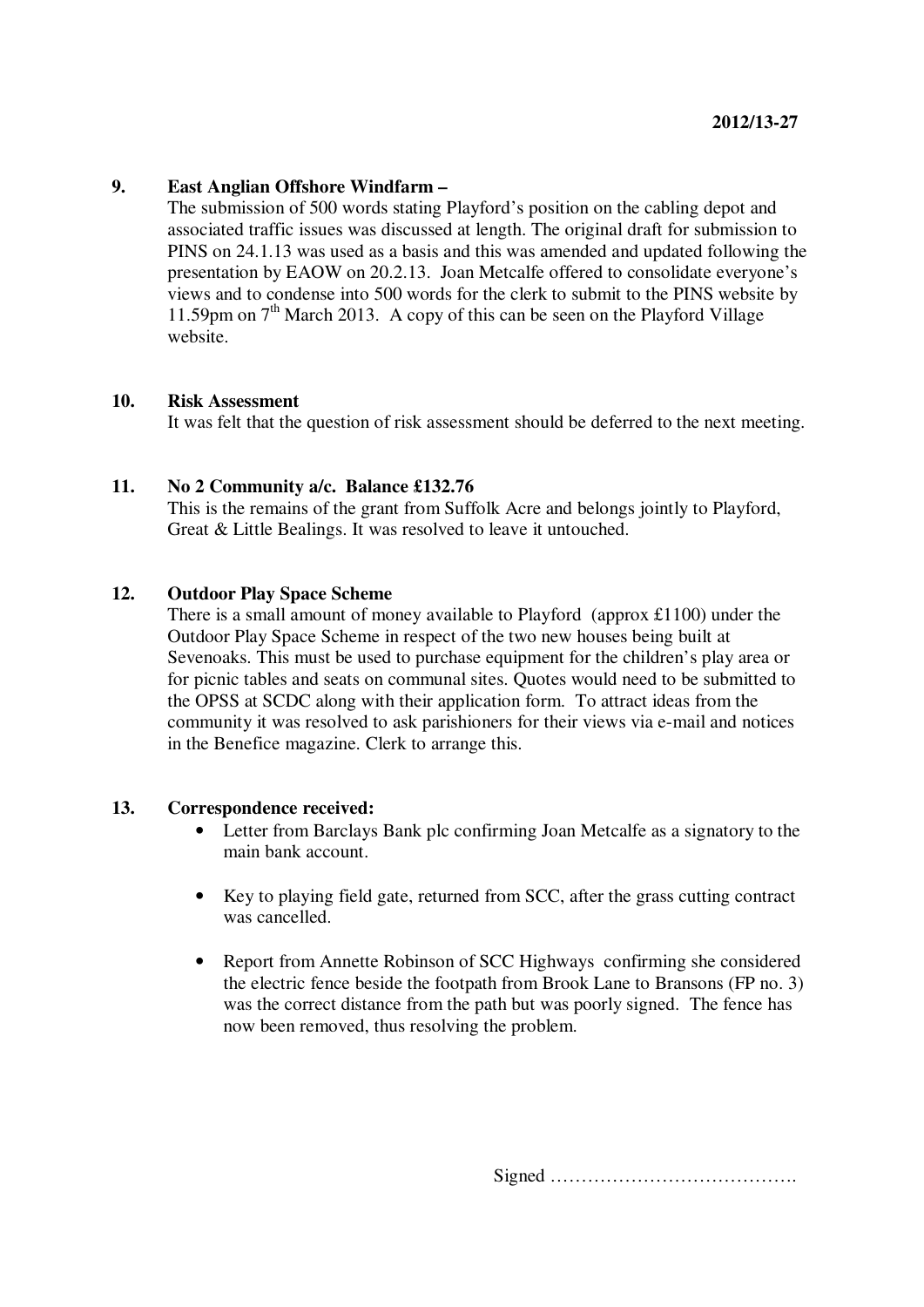**2012/13-27**

**9. East Anglian Offshore Windfarm –**

The submission of 500 words stating Playford's position on the cabling depot and associated traffic issues was discussed at length. The original draft for submission to PINS on 24.1.13 was used as a basis and this was amended and updated following the presentation by EAOW on 20.2.13. Joan Metcalfe offered to consolidate everyone's views and to condense into 500 words for the clerk to submit to the PINS website by 11.59pm on 7th March 2013. A copy of this can be seen on the Playford Village website.

**10. Risk Assessment**

It was felt that the question of risk assessment should be deferred to the next meeting.

**11. No 2 Community a/c. Balance £132.76**

This is the remains of the grant from Suffolk Acre and belongs jointly to Playford, Great & Little Bealings. It was resolved to leave it untouched.

**12. Outdoor Play Space Scheme**

There is a small amount of money available to Playford (approx £1100) under the Outdoor Play Space Scheme in respect of the two new houses being built at Sevenoaks. This must be used to purchase equipment for the children's play area or for picnic tables and seats on communal sites. Quotes would need to be submitted to the OPSS at SCDC along with their application form. To attract ideas from the community it was resolved to ask parishioners for their views via e-mail and notices in the Benefice magazine. Clerk to arrange this.

**13. Correspondence received:**

- Letter from Barclays Bank plc confirming Joan Metcalfe as a signatory to the main bank account.

- Key to playing field gate, returned from SCC, after the grass cutting contract was cancelled.

- Report from Annette Robinson of SCC Highways confirming she considered the electric fence beside the footpath from Brook Lane to Bransons (FP no. 3) was the correct distance from the path but was poorly signed. The fence has now been removed, thus resolving the problem.

Signed ………………………………….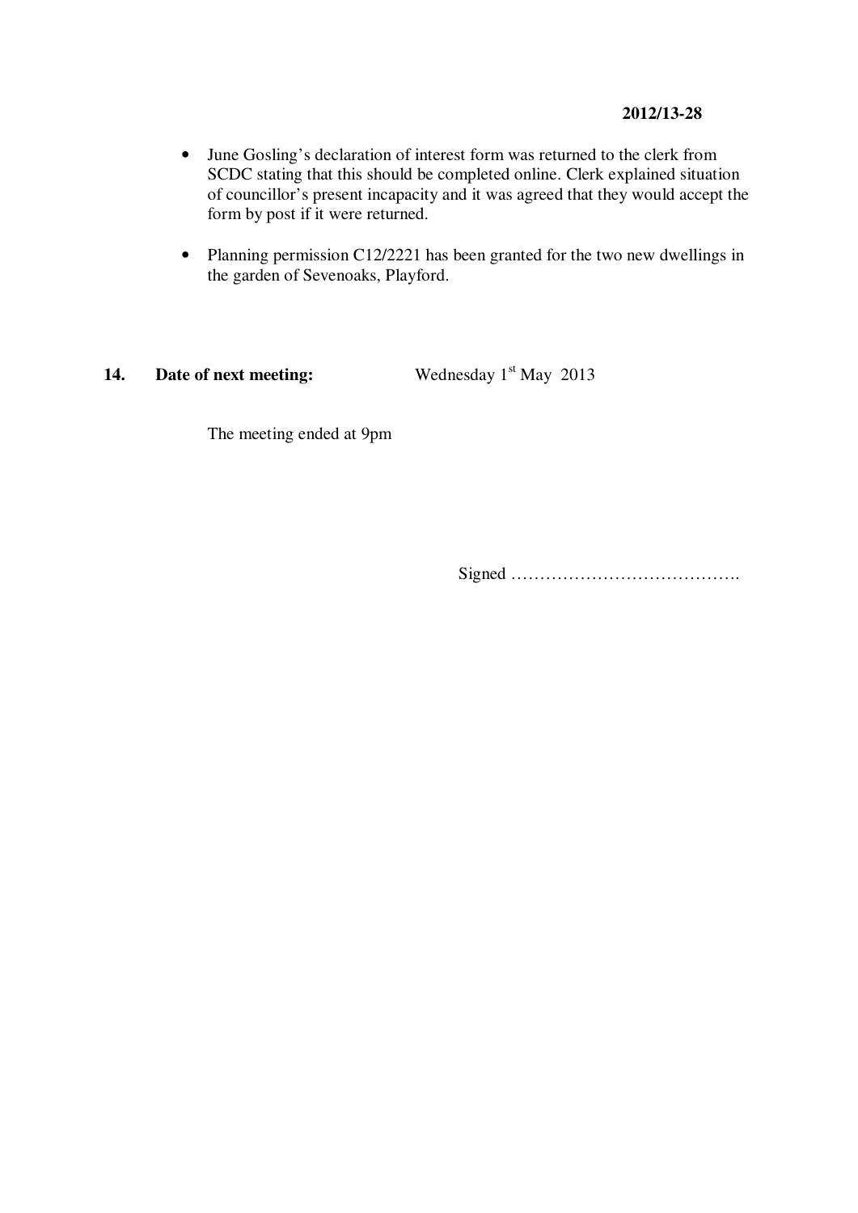- June Gosling's declaration of interest form was returned to the clerk from SCDC stating that this should be completed online. Clerk explained situation of councillor's present incapacity and it was agreed that they would accept the form by post if it were returned.

- Planning permission C12/2221 has been granted for the two new dwellings in the garden of Sevenoaks, Playford.

**14. Date of next meeting:** Wednesday 1st May 2013

The meeting ended at 9pm

Signed ………………………………….